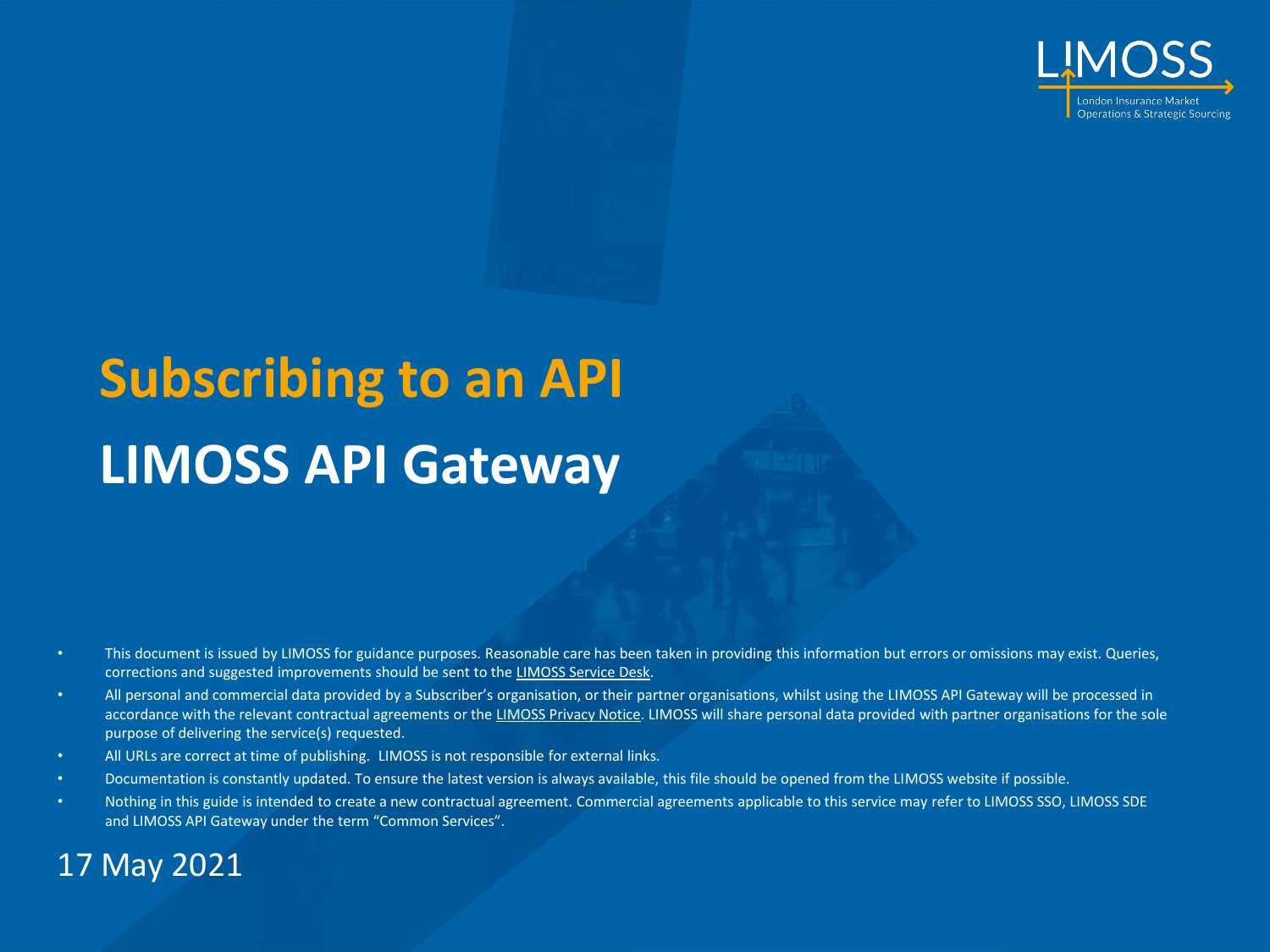# Subscribing to an API

# LIMOSS API Gateway

- This document is issued by LIMOSS for guidance purposes. Reasonable care has been taken in providing this information but errors or omissions may exist. Queries, corrections and suggested improvements should be sent to the LIMOSS Service Desk.
- All personal and commercial data provided by a Subscriber's organisation, or their partner organisations, whilst using the LIMOSS API Gateway will be processed in accordance with the relevant contractual agreements or the LIMOSS Privacy Notice. LIMOSS will share personal data provided with partner organisations for the sole purpose of delivering the service(s) requested.
- All URLs are correct at time of publishing. LIMOSS is not responsible for external links.
- Documentation is constantly updated. To ensure the latest version is always available, this file should be opened from the LIMOSS website if possible.
- Nothing in this guide is intended to create a new contractual agreement. Commercial agreements applicable to this service may refer to LIMOSS SSO, LIMOSS SDE and LIMOSS API Gateway under the term "Common Services".

17 May 2021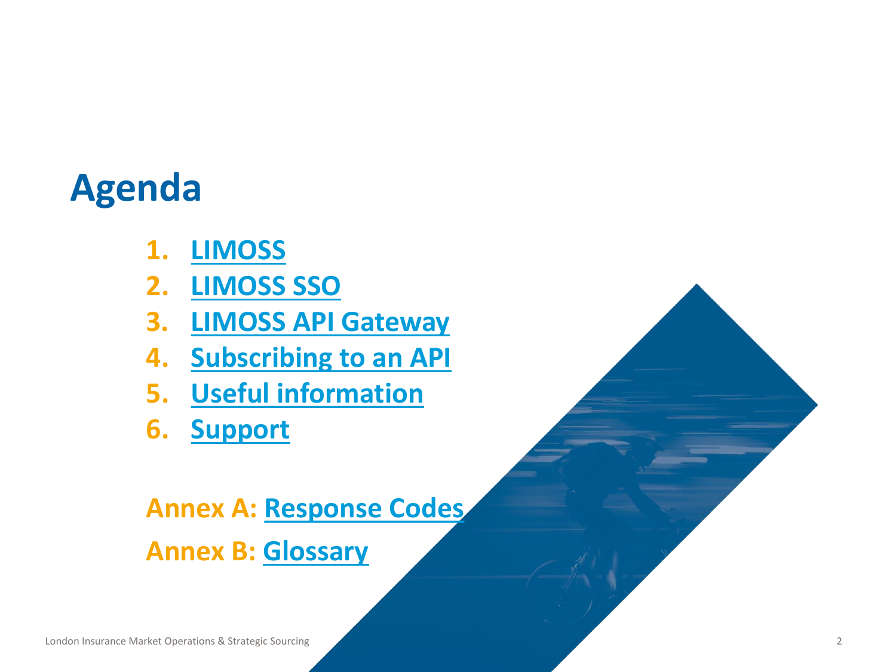# Agenda

1. LIMOSS
2. LIMOSS SSO
3. LIMOSS API Gateway
4. Subscribing to an API
5. Useful information
6. Support

**Annex A:** Response Codes

**Annex B:** Glossary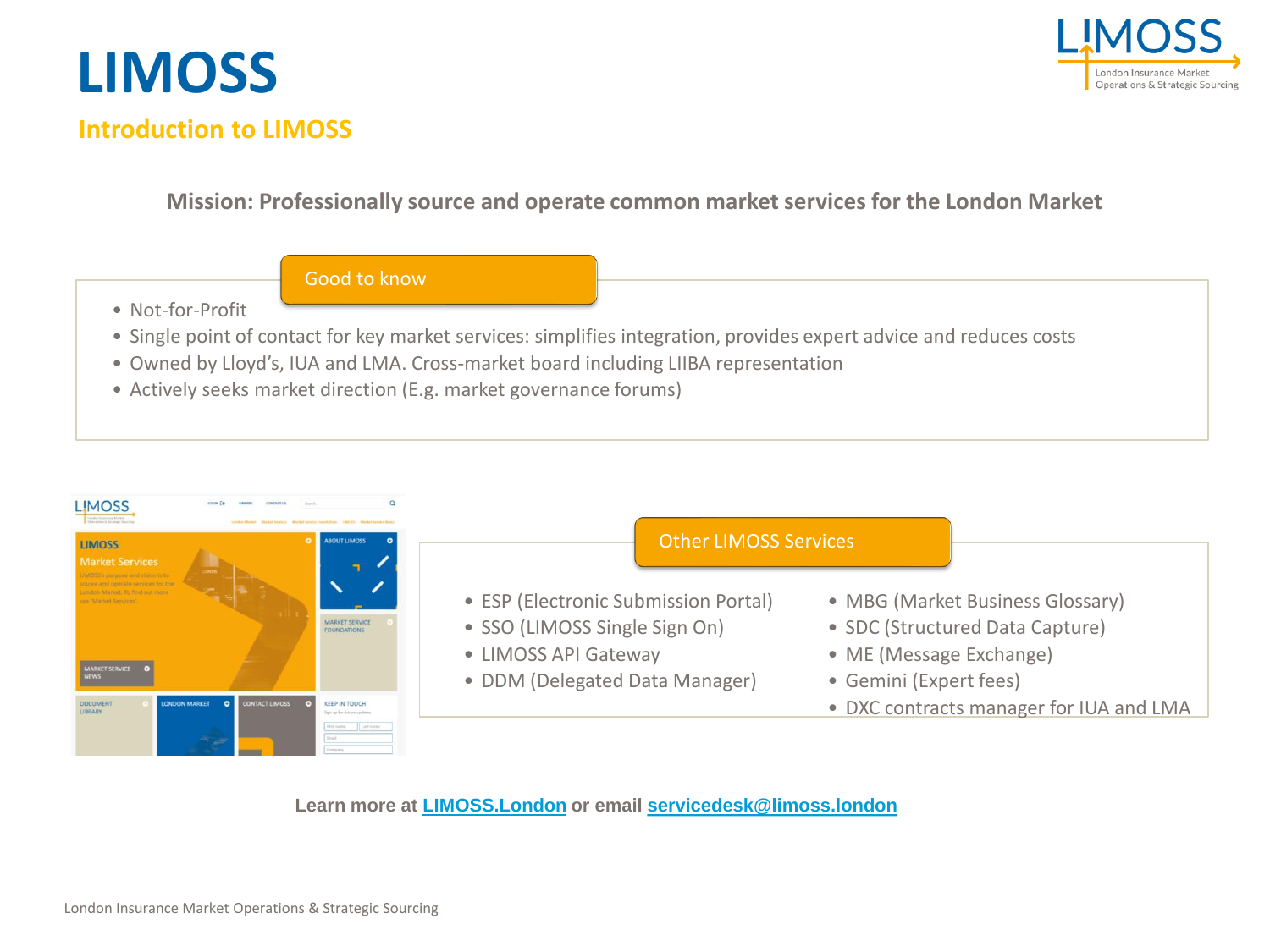# LIMOSS

## Introduction to LIMOSS

**Mission: Professionally source and operate common market services for the London Market**

### Good to know

- Not-for-Profit
- Single point of contact for key market services: simplifies integration, provides expert advice and reduces costs
- Owned by Lloyd's, IUA and LMA. Cross-market board including LIIBA representation
- Actively seeks market direction (E.g. market governance forums)

### Other LIMOSS Services

- ESP (Electronic Submission Portal)
- SSO (LIMOSS Single Sign On)
- LIMOSS API Gateway
- DDM (Delegated Data Manager)
- MBG (Market Business Glossary)
- SDC (Structured Data Capture)
- ME (Message Exchange)
- Gemini (Expert fees)
- DXC contracts manager for IUA and LMA

**Learn more at [LIMOSS.London](http://LIMOSS.London) or email [servicedesk@limoss.london](mailto:servicedesk@limoss.london)**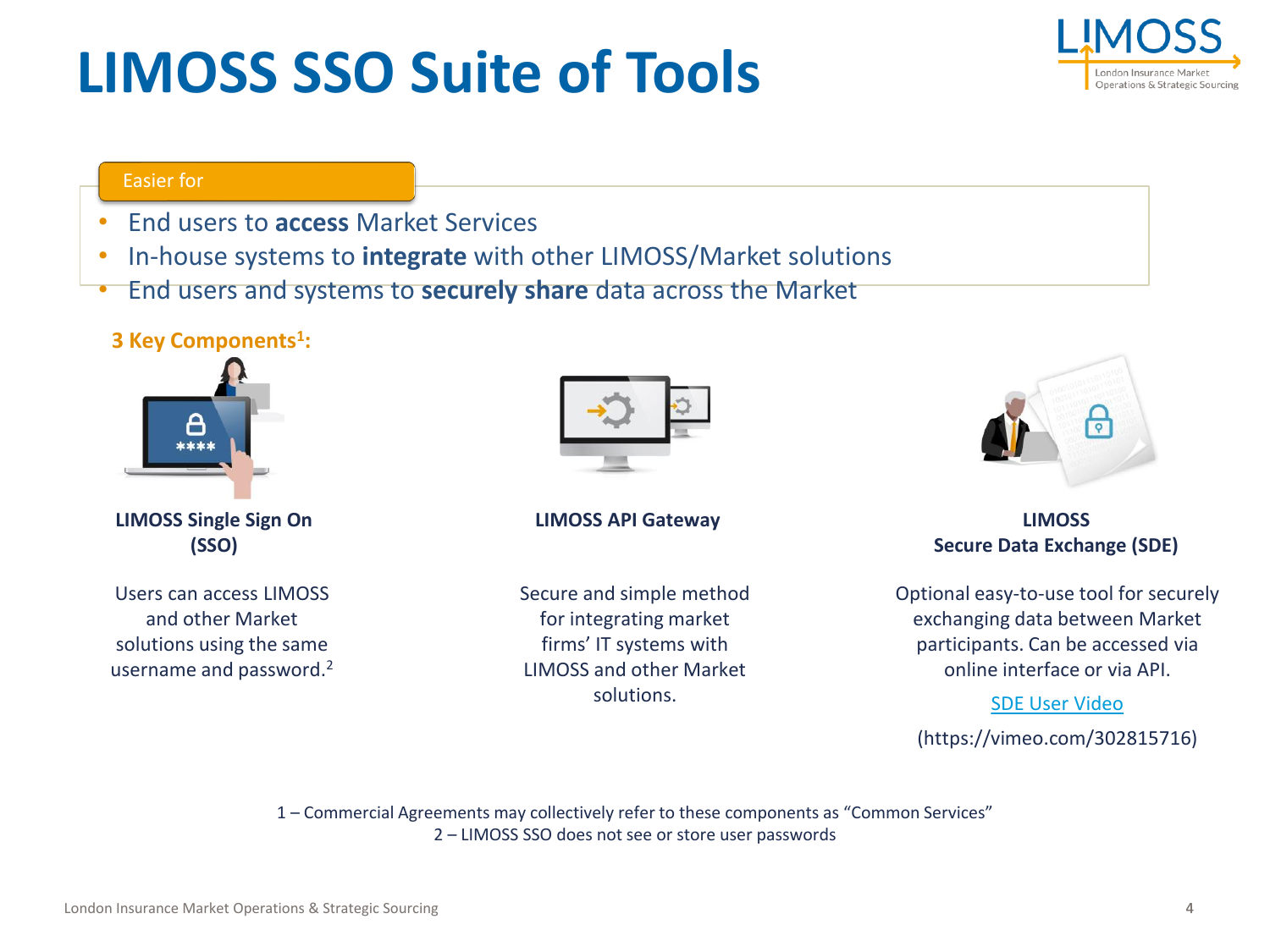# LIMOSS SSO Suite of Tools

Easier for

- End users to **access** Market Services
- In-house systems to **integrate** with other LIMOSS/Market solutions
- End users and systems to **securely share** data across the Market

**3 Key Components[1]:**

**LIMOSS Single Sign On (SSO)**

Users can access LIMOSS and other Market solutions using the same username and password.[2]

**LIMOSS API Gateway**

Secure and simple method for integrating market firms' IT systems with LIMOSS and other Market solutions.

**LIMOSS Secure Data Exchange (SDE)**

Optional easy-to-use tool for securely exchanging data between Market participants. Can be accessed via online interface or via API.

SDE User Video

(https://vimeo.com/302815716)

1 – Commercial Agreements may collectively refer to these components as "Common Services"
2 – LIMOSS SSO does not see or store user passwords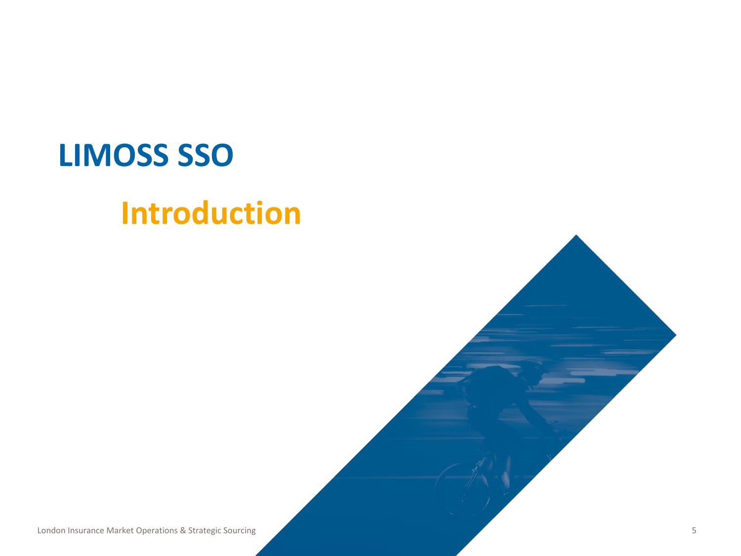# LIMOSS SSO

## Introduction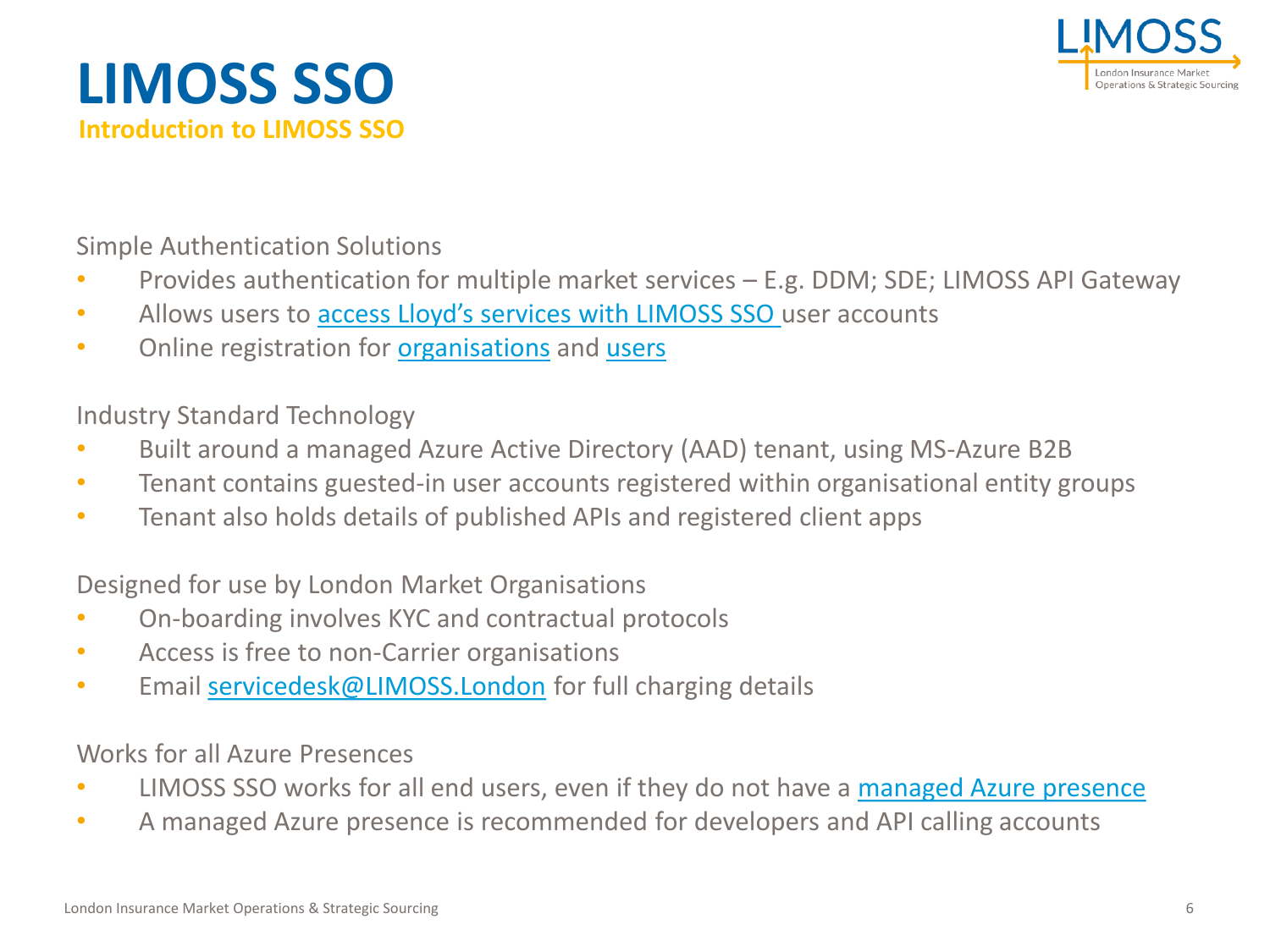# LIMOSS SSO

## Introduction to LIMOSS SSO

Simple Authentication Solutions

- Provides authentication for multiple market services – E.g. DDM; SDE; LIMOSS API Gateway
- Allows users to access Lloyd's services with LIMOSS SSO user accounts
- Online registration for organisations and users

Industry Standard Technology

- Built around a managed Azure Active Directory (AAD) tenant, using MS-Azure B2B
- Tenant contains guested-in user accounts registered within organisational entity groups
- Tenant also holds details of published APIs and registered client apps

Designed for use by London Market Organisations

- On-boarding involves KYC and contractual protocols
- Access is free to non-Carrier organisations
- Email servicedesk@LIMOSS.London for full charging details

Works for all Azure Presences

- LIMOSS SSO works for all end users, even if they do not have a managed Azure presence
- A managed Azure presence is recommended for developers and API calling accounts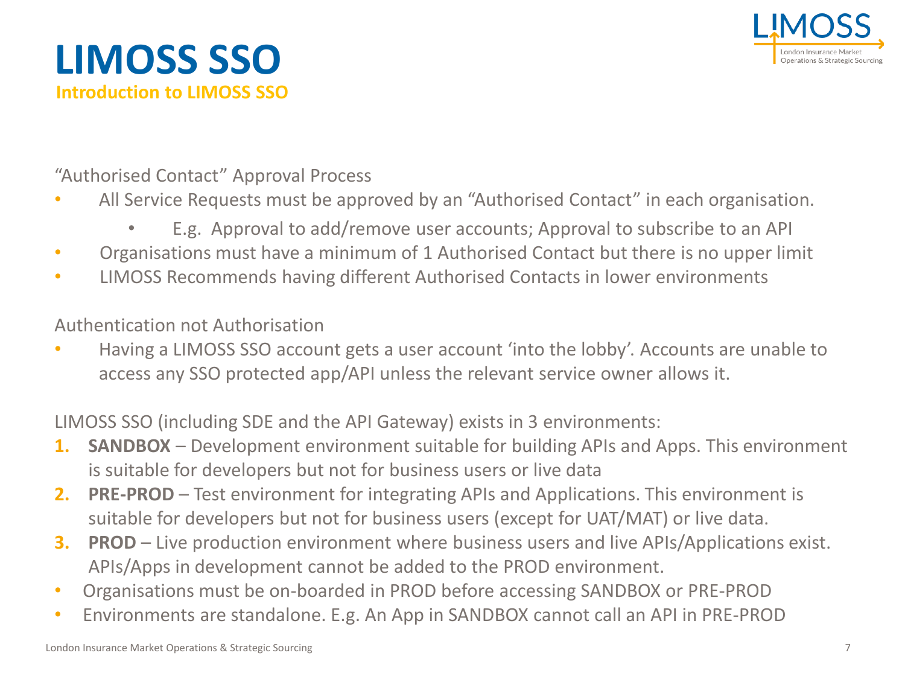# LIMOSS SSO

## Introduction to LIMOSS SSO

"Authorised Contact" Approval Process

- All Service Requests must be approved by an "Authorised Contact" in each organisation.
  - E.g. Approval to add/remove user accounts; Approval to subscribe to an API
- Organisations must have a minimum of 1 Authorised Contact but there is no upper limit
- LIMOSS Recommends having different Authorised Contacts in lower environments

Authentication not Authorisation

- Having a LIMOSS SSO account gets a user account 'into the lobby'. Accounts are unable to access any SSO protected app/API unless the relevant service owner allows it.

LIMOSS SSO (including SDE and the API Gateway) exists in 3 environments:

1. **SANDBOX** – Development environment suitable for building APIs and Apps. This environment is suitable for developers but not for business users or live data
2. **PRE-PROD** – Test environment for integrating APIs and Applications. This environment is suitable for developers but not for business users (except for UAT/MAT) or live data.
3. **PROD** – Live production environment where business users and live APIs/Applications exist. APIs/Apps in development cannot be added to the PROD environment.

- Organisations must be on-boarded in PROD before accessing SANDBOX or PRE-PROD
- Environments are standalone. E.g. An App in SANDBOX cannot call an API in PRE-PROD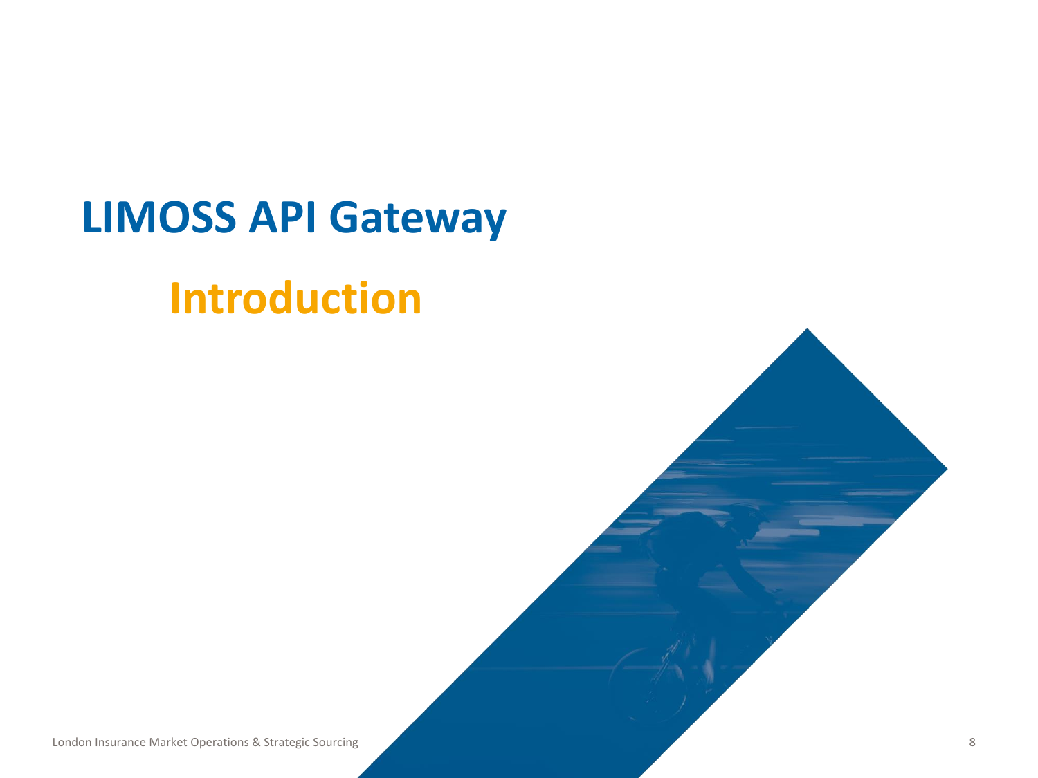# LIMOSS API Gateway

## Introduction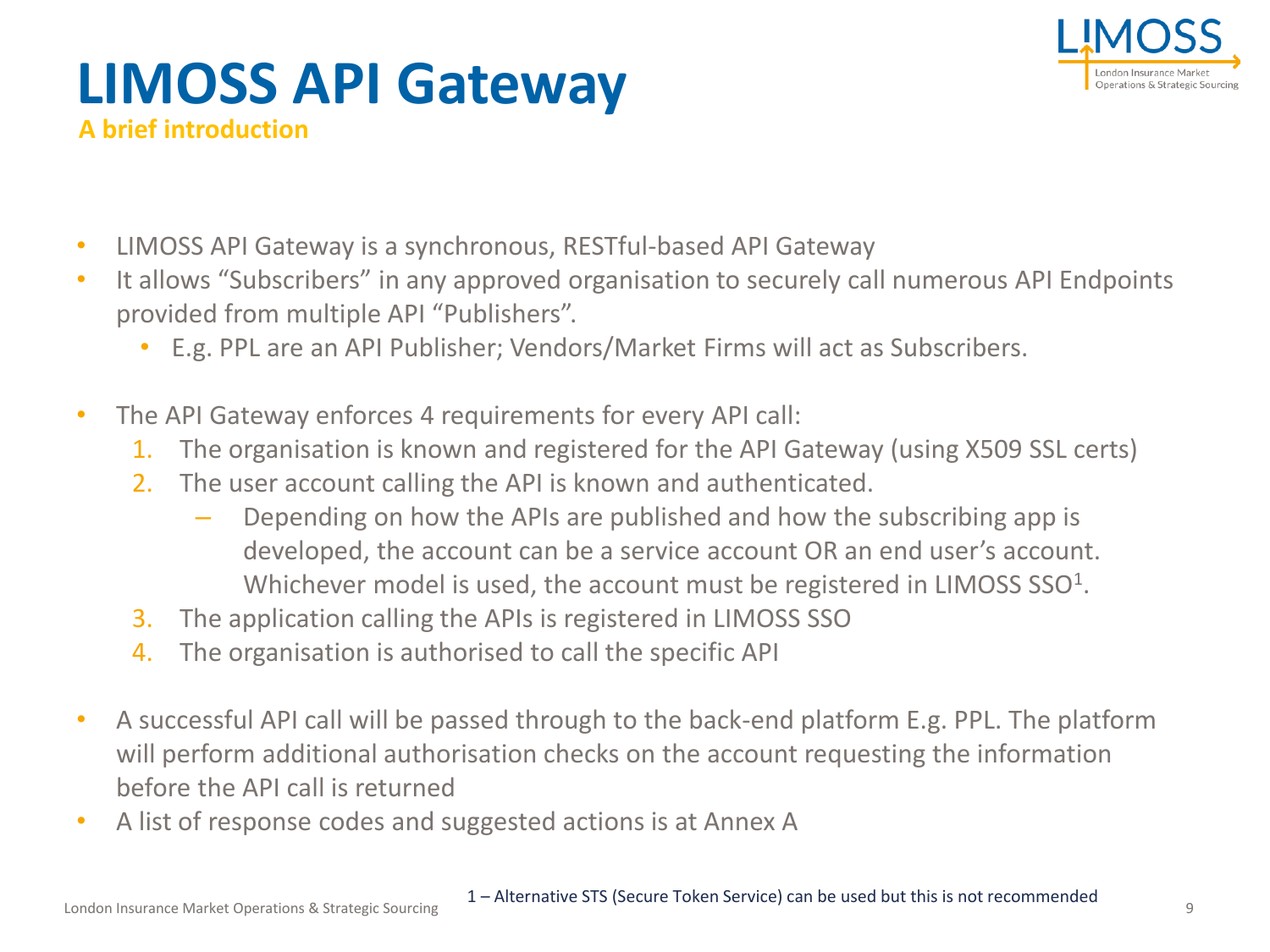# LIMOSS API Gateway

**A brief introduction**

- LIMOSS API Gateway is a synchronous, RESTful-based API Gateway
- It allows "Subscribers" in any approved organisation to securely call numerous API Endpoints provided from multiple API "Publishers".
  - E.g. PPL are an API Publisher; Vendors/Market Firms will act as Subscribers.
- The API Gateway enforces 4 requirements for every API call:
  1. The organisation is known and registered for the API Gateway (using X509 SSL certs)
  2. The user account calling the API is known and authenticated.
     - Depending on how the APIs are published and how the subscribing app is developed, the account can be a service account OR an end user's account. Whichever model is used, the account must be registered in LIMOSS SSO[1].
  3. The application calling the APIs is registered in LIMOSS SSO
  4. The organisation is authorised to call the specific API
- A successful API call will be passed through to the back-end platform E.g. PPL. The platform will perform additional authorisation checks on the account requesting the information before the API call is returned
- A list of response codes and suggested actions is at Annex A

1 – Alternative STS (Secure Token Service) can be used but this is not recommended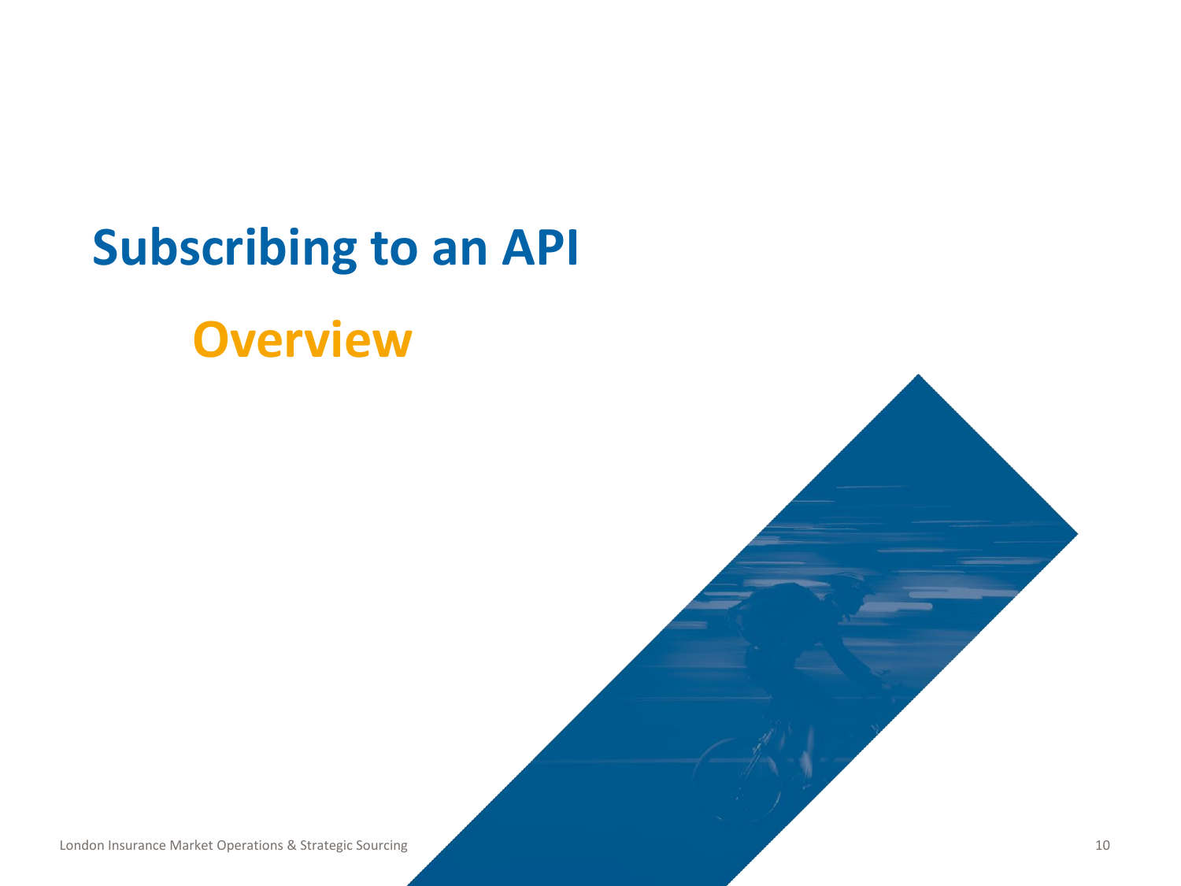# Subscribing to an API

## Overview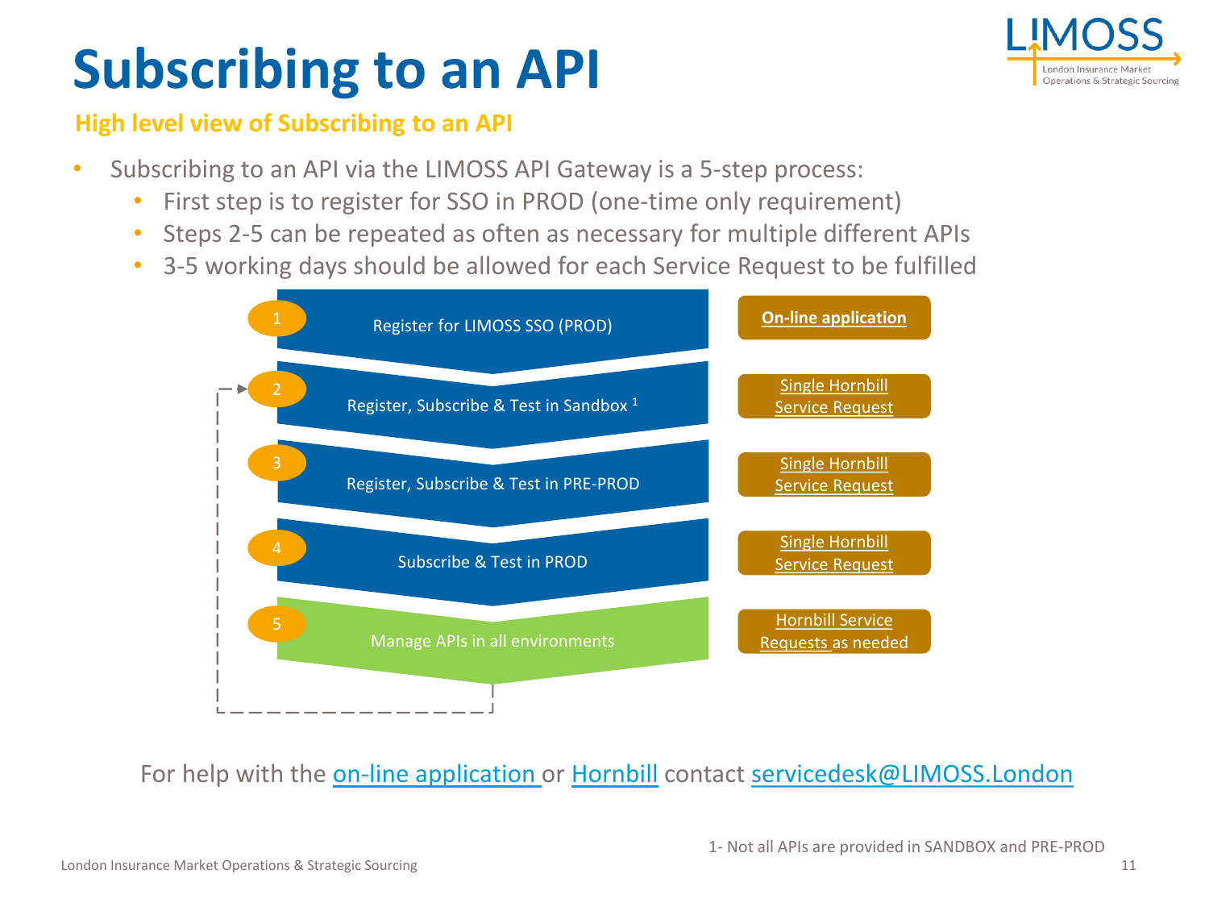# Subscribing to an API

## High level view of Subscribing to an API

- Subscribing to an API via the LIMOSS API Gateway is a 5-step process:
  - First step is to register for SSO in PROD (one-time only requirement)
  - Steps 2-5 can be repeated as often as necessary for multiple different APIs
  - 3-5 working days should be allowed for each Service Request to be fulfilled

| Step | Action | Method |
| --- | --- | --- |
| 1 | Register for LIMOSS SSO (PROD) | **On-line application** |
| 2 | Register, Subscribe & Test in Sandbox [1] | Single Hornbill Service Request |
| 3 | Register, Subscribe & Test in PRE-PROD | Single Hornbill Service Request |
| 4 | Subscribe & Test in PROD | Single Hornbill Service Request |
| 5 | Manage APIs in all environments | Hornbill Service Requests as needed |

For help with the on-line application or Hornbill contact servicedesk@LIMOSS.London

1- Not all APIs are provided in SANDBOX and PRE-PROD

London Insurance Market Operations & Strategic Sourcing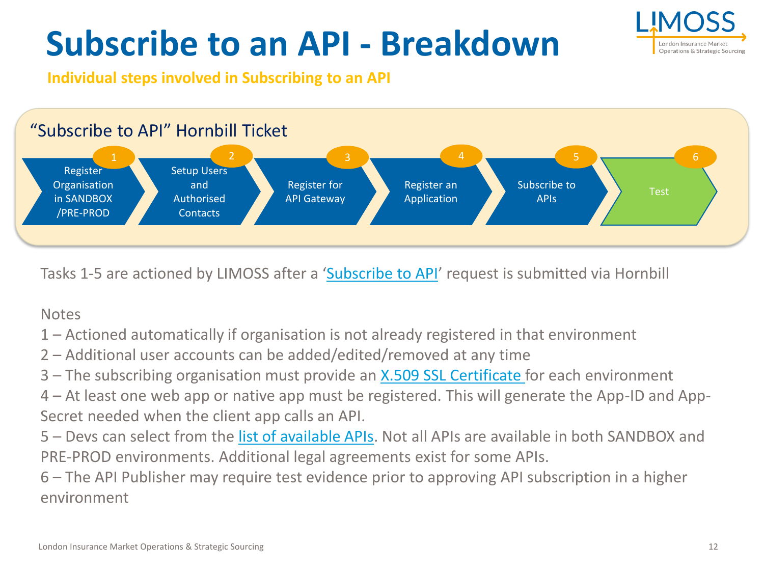# Subscribe to an API - Breakdown

**Individual steps involved in Subscribing to an API**

"Subscribe to API" Hornbill Ticket

1. Register Organisation in SANDBOX /PRE-PROD
2. Setup Users and Authorised Contacts
3. Register for API Gateway
4. Register an Application
5. Subscribe to APIs
6. Test

Tasks 1-5 are actioned by LIMOSS after a 'Subscribe to API' request is submitted via Hornbill

Notes

1 – Actioned automatically if organisation is not already registered in that environment

2 – Additional user accounts can be added/edited/removed at any time

3 – The subscribing organisation must provide an X.509 SSL Certificate for each environment

4 – At least one web app or native app must be registered. This will generate the App-ID and App-Secret needed when the client app calls an API.

5 – Devs can select from the list of available APIs. Not all APIs are available in both SANDBOX and PRE-PROD environments. Additional legal agreements exist for some APIs.

6 – The API Publisher may require test evidence prior to approving API subscription in a higher environment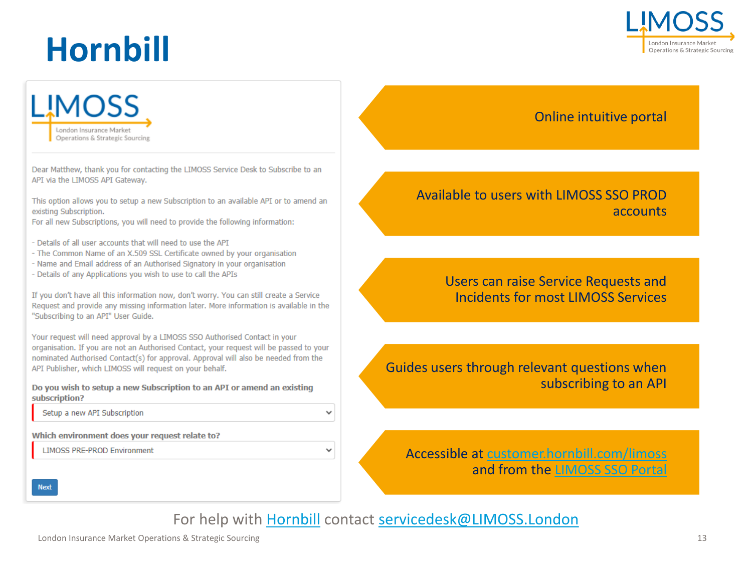# Hornbill

LIMOSS
London Insurance Market Operations & Strategic Sourcing

Dear Matthew, thank you for contacting the LIMOSS Service Desk to Subscribe to an API via the LIMOSS API Gateway.

This option allows you to setup a new Subscription to an available API or to amend an existing Subscription.
For all new Subscriptions, you will need to provide the following information:

- Details of all user accounts that will need to use the API
- The Common Name of an X.509 SSL Certificate owned by your organisation
- Name and Email address of an Authorised Signatory in your organisation
- Details of any Applications you wish to use to call the APIs

If you don't have all this information now, don't worry. You can still create a Service Request and provide any missing information later. More information is available in the "Subscribing to an API" User Guide.

Your request will need approval by a LIMOSS SSO Authorised Contact in your organisation. If you are not an Authorised Contact, your request will be passed to your nominated Authorised Contact(s) for approval. Approval will also be needed from the API Publisher, which LIMOSS will request on your behalf.

**Do you wish to setup a new Subscription to an API or amend an existing subscription?**

Setup a new API Subscription

**Which environment does your request relate to?**

LIMOSS PRE-PROD Environment

Next

- Online intuitive portal
- Available to users with LIMOSS SSO PROD accounts
- Users can raise Service Requests and Incidents for most LIMOSS Services
- Guides users through relevant questions when subscribing to an API
- Accessible at customer.hornbill.com/limoss and from the LIMOSS SSO Portal

For help with Hornbill contact servicedesk@LIMOSS.London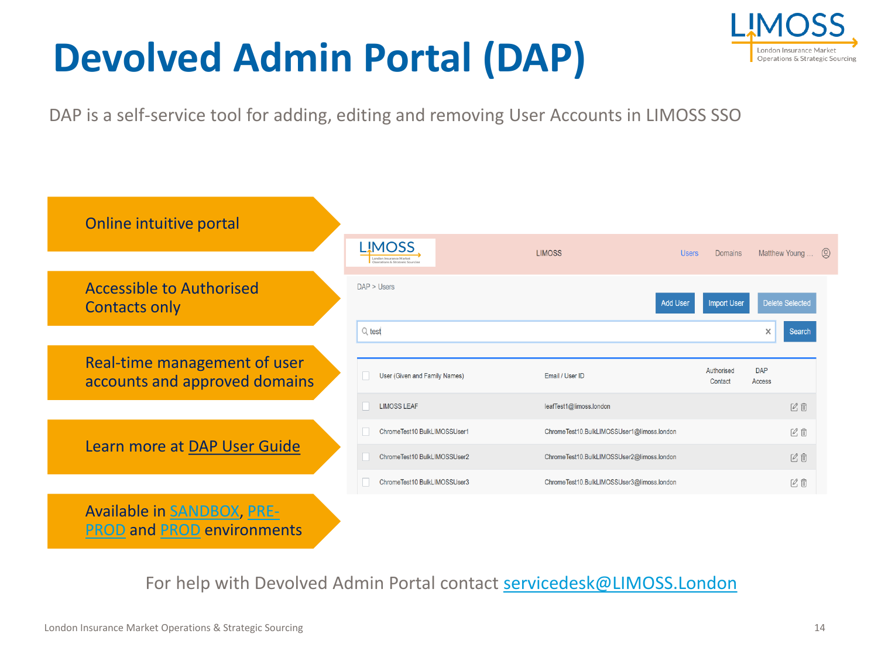# Devolved Admin Portal (DAP)

DAP is a self-service tool for adding, editing and removing User Accounts in LIMOSS SSO

- Online intuitive portal
- Accessible to Authorised Contacts only
- Real-time management of user accounts and approved domains
- Learn more at DAP User Guide
- Available in SANDBOX, PRE-PROD and PROD environments

For help with Devolved Admin Portal contact servicedesk@LIMOSS.London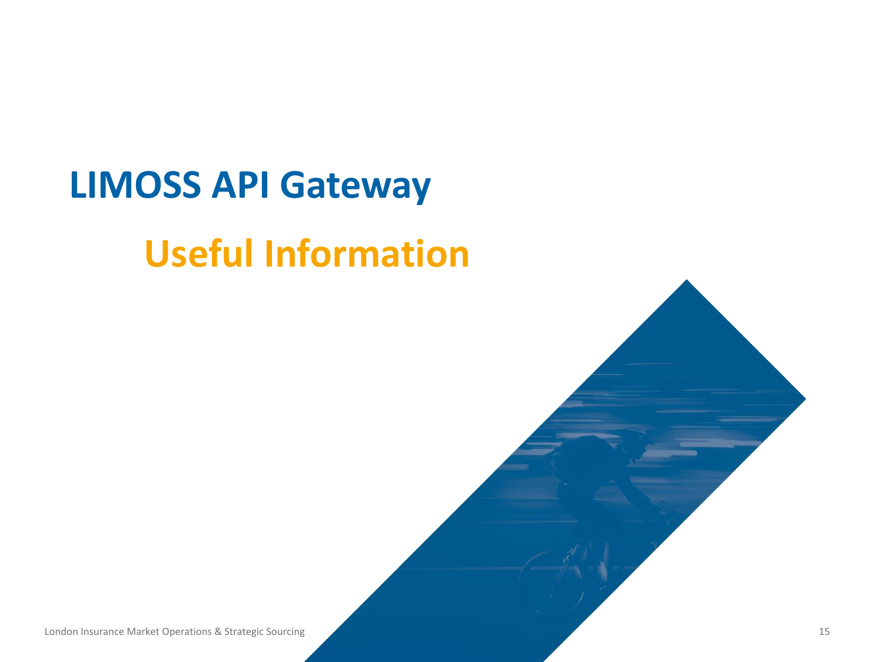# LIMOSS API Gateway

## Useful Information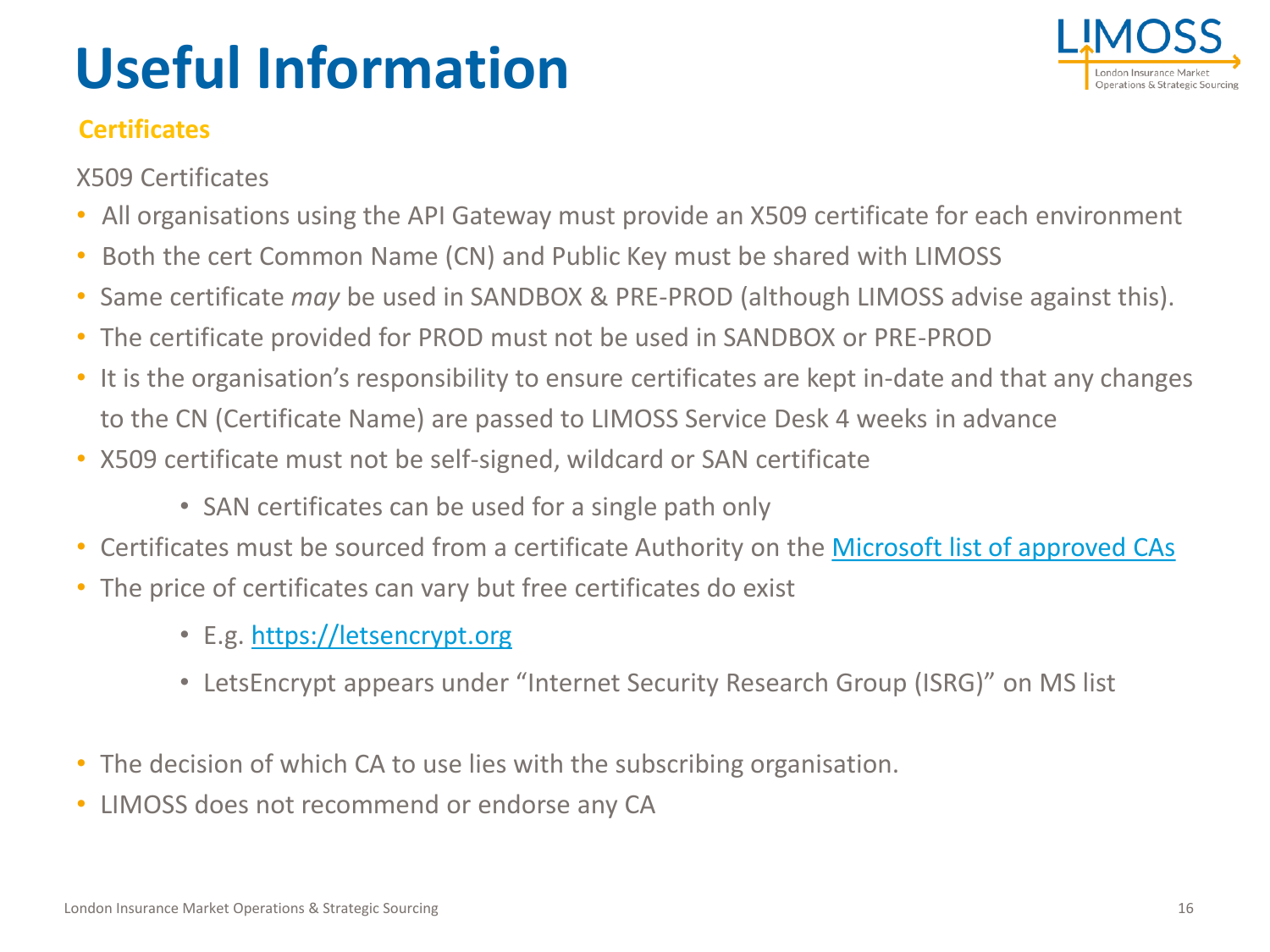# Useful Information

### Certificates

X509 Certificates

- All organisations using the API Gateway must provide an X509 certificate for each environment
- Both the cert Common Name (CN) and Public Key must be shared with LIMOSS
- Same certificate *may* be used in SANDBOX & PRE-PROD (although LIMOSS advise against this).
- The certificate provided for PROD must not be used in SANDBOX or PRE-PROD
- It is the organisation's responsibility to ensure certificates are kept in-date and that any changes to the CN (Certificate Name) are passed to LIMOSS Service Desk 4 weeks in advance
- X509 certificate must not be self-signed, wildcard or SAN certificate
    - SAN certificates can be used for a single path only
- Certificates must be sourced from a certificate Authority on the Microsoft list of approved CAs
- The price of certificates can vary but free certificates do exist
    - E.g. https://letsencrypt.org
    - LetsEncrypt appears under "Internet Security Research Group (ISRG)" on MS list
- The decision of which CA to use lies with the subscribing organisation.
- LIMOSS does not recommend or endorse any CA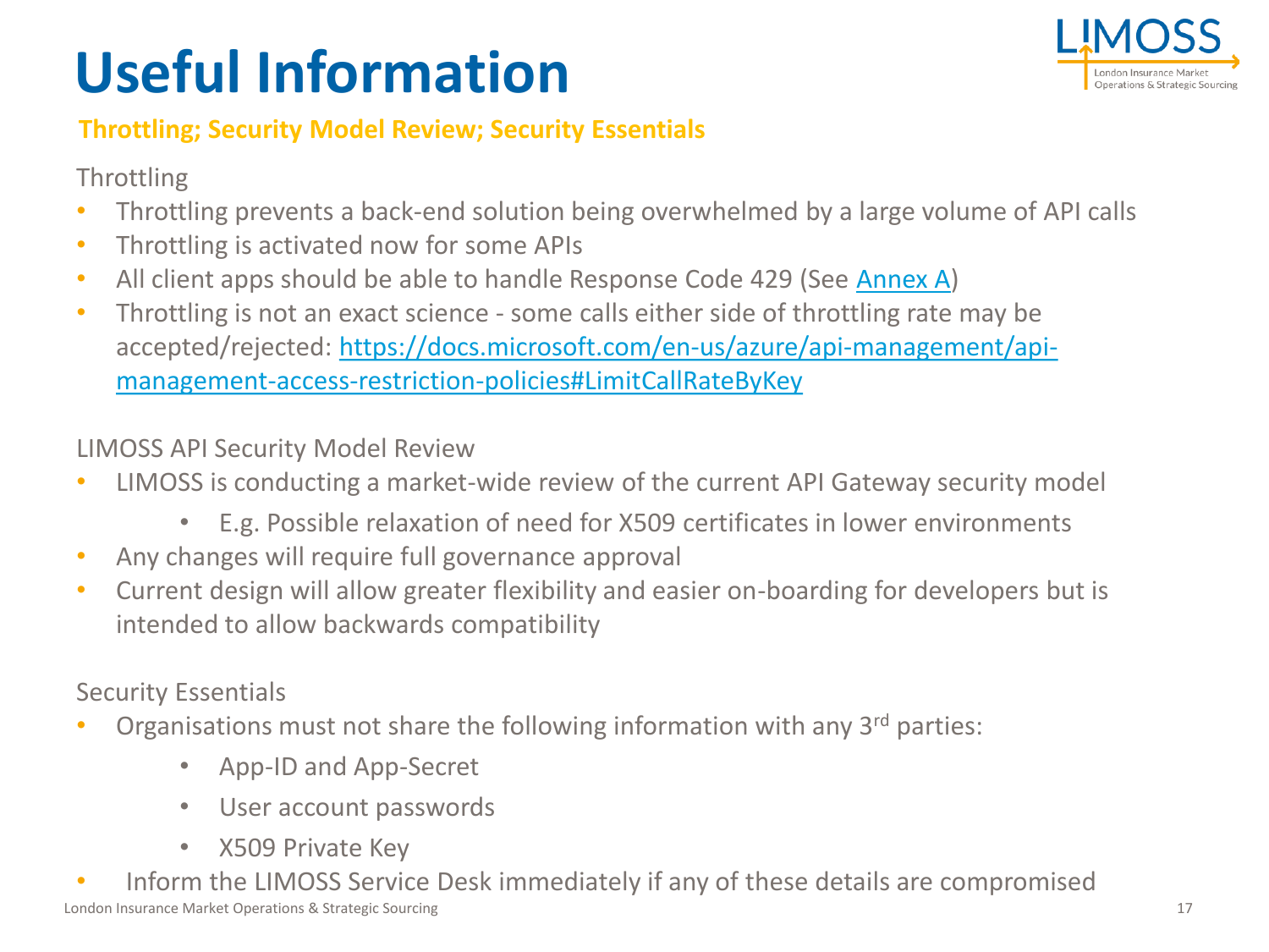# Useful Information

**Throttling; Security Model Review; Security Essentials**

Throttling

- Throttling prevents a back-end solution being overwhelmed by a large volume of API calls
- Throttling is activated now for some APIs
- All client apps should be able to handle Response Code 429 (See Annex A)
- Throttling is not an exact science - some calls either side of throttling rate may be accepted/rejected: https://docs.microsoft.com/en-us/azure/api-management/api-management-access-restriction-policies#LimitCallRateByKey

LIMOSS API Security Model Review

- LIMOSS is conducting a market-wide review of the current API Gateway security model
  - E.g. Possible relaxation of need for X509 certificates in lower environments
- Any changes will require full governance approval
- Current design will allow greater flexibility and easier on-boarding for developers but is intended to allow backwards compatibility

Security Essentials

- Organisations must not share the following information with any 3rd parties:
  - App-ID and App-Secret
  - User account passwords
  - X509 Private Key
- Inform the LIMOSS Service Desk immediately if any of these details are compromised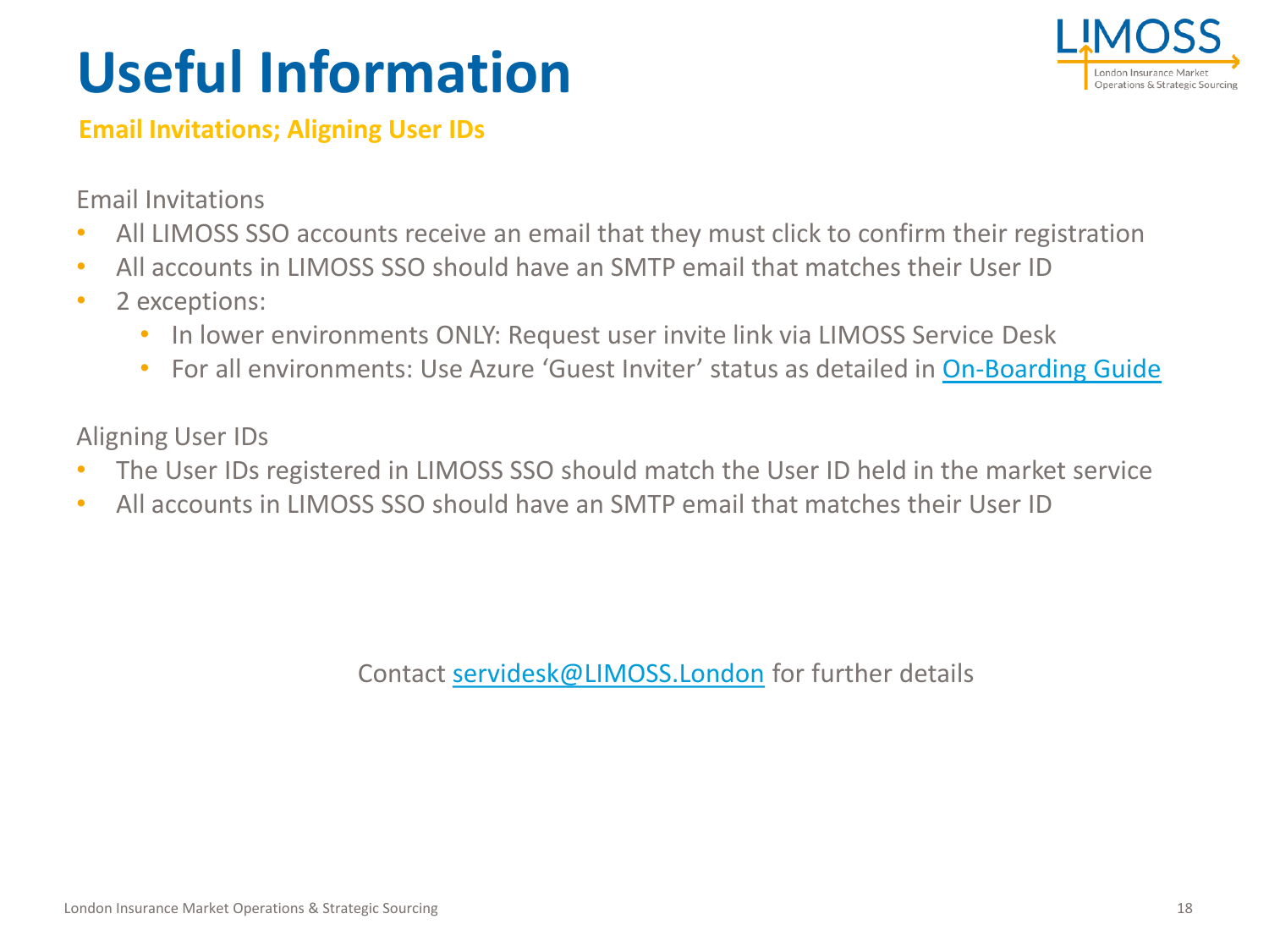# Useful Information

**Email Invitations; Aligning User IDs**

Email Invitations

- All LIMOSS SSO accounts receive an email that they must click to confirm their registration
- All accounts in LIMOSS SSO should have an SMTP email that matches their User ID
- 2 exceptions:
  - In lower environments ONLY: Request user invite link via LIMOSS Service Desk
  - For all environments: Use Azure 'Guest Inviter' status as detailed in On-Boarding Guide

Aligning User IDs

- The User IDs registered in LIMOSS SSO should match the User ID held in the market service
- All accounts in LIMOSS SSO should have an SMTP email that matches their User ID

Contact servidesk@LIMOSS.London for further details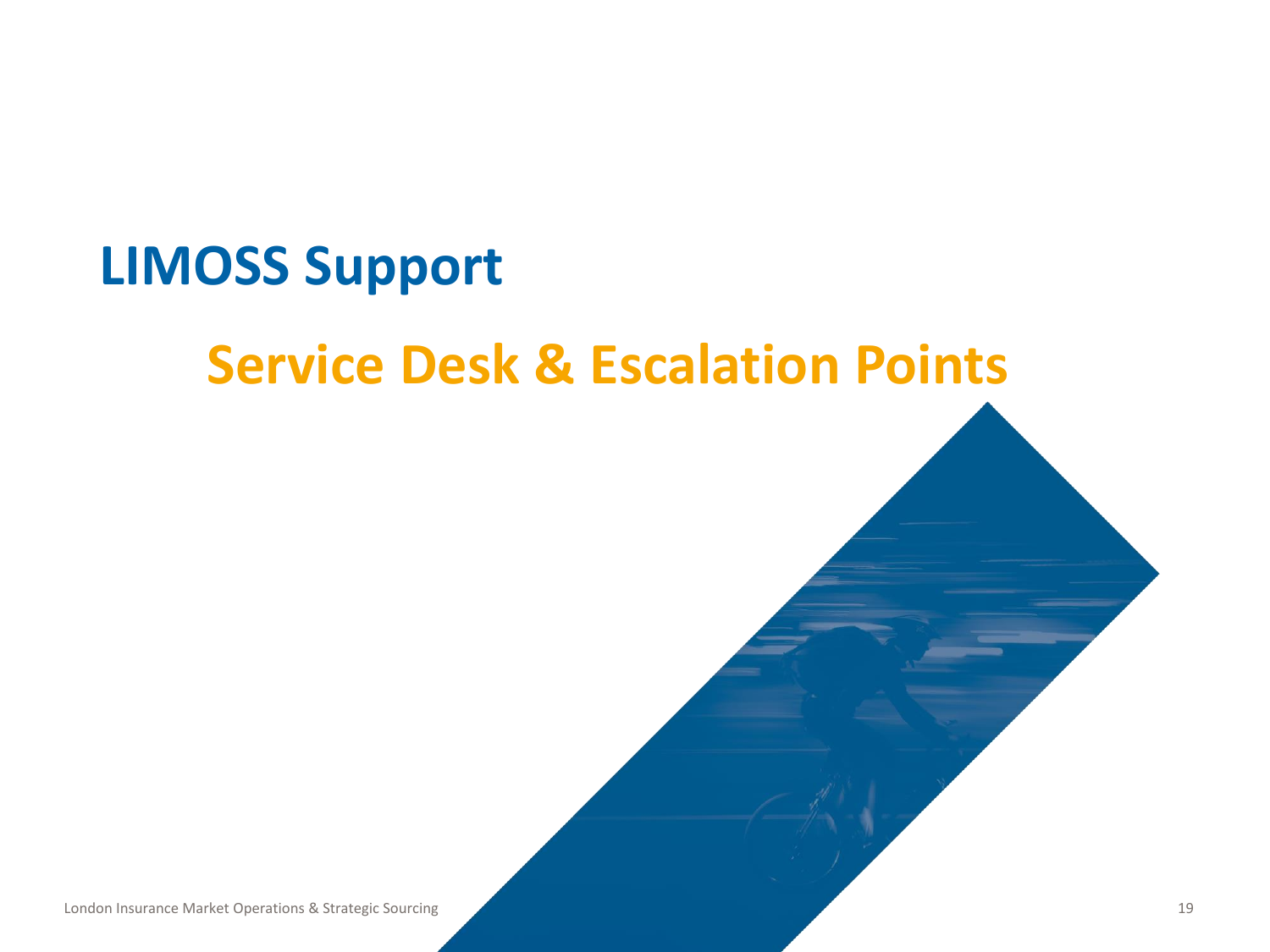# LIMOSS Support

## Service Desk & Escalation Points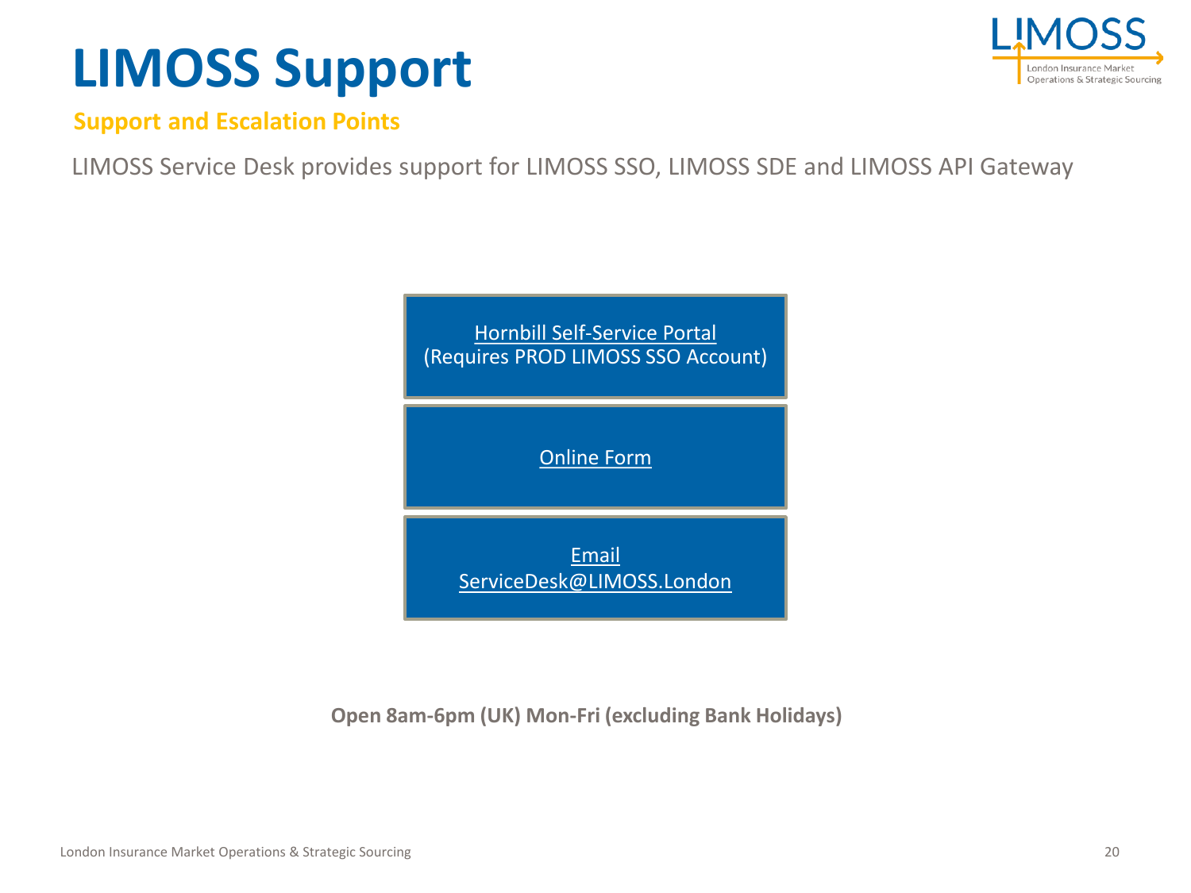# LIMOSS Support

## Support and Escalation Points

LIMOSS Service Desk provides support for LIMOSS SSO, LIMOSS SDE and LIMOSS API Gateway

Hornbill Self-Service Portal
(Requires PROD LIMOSS SSO Account)

Online Form

Email
ServiceDesk@LIMOSS.London

**Open 8am-6pm (UK) Mon-Fri (excluding Bank Holidays)**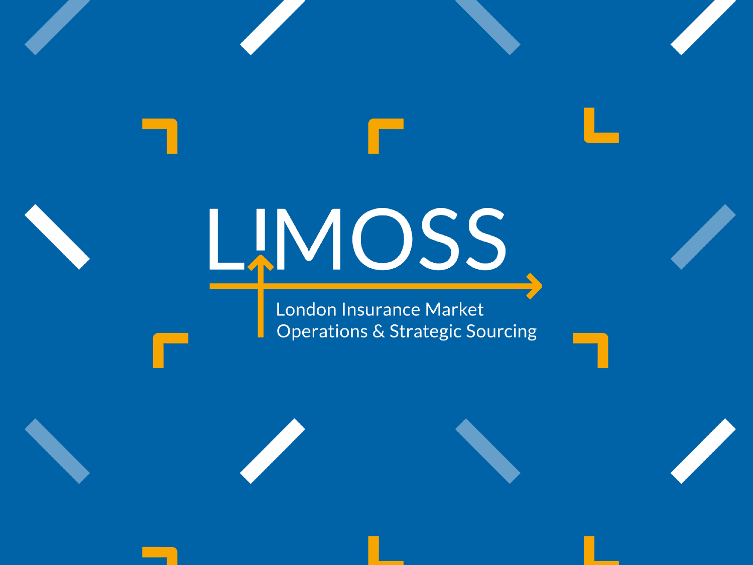# LIMOSS

London Insurance Market
Operations & Strategic Sourcing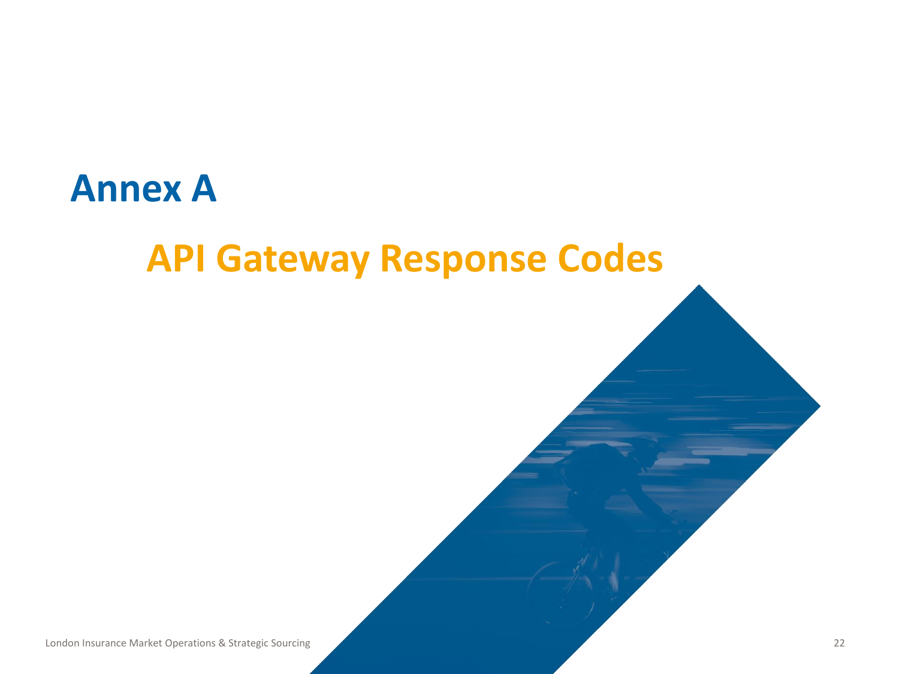# Annex A

## API Gateway Response Codes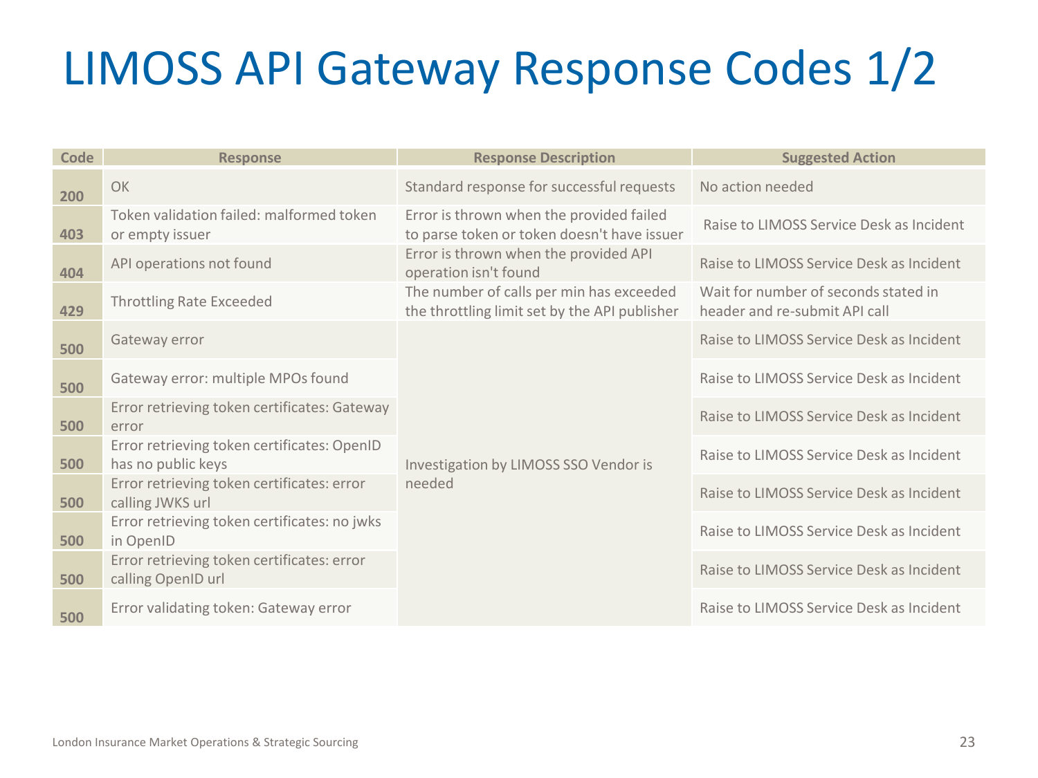# LIMOSS API Gateway Response Codes 1/2

| Code | Response | Response Description | Suggested Action |
|---|---|---|---|
| 200 | OK | Standard response for successful requests | No action needed |
| 403 | Token validation failed: malformed token or empty issuer | Error is thrown when the provided failed to parse token or token doesn't have issuer | Raise to LIMOSS Service Desk as Incident |
| 404 | API operations not found | Error is thrown when the provided API operation isn't found | Raise to LIMOSS Service Desk as Incident |
| 429 | Throttling Rate Exceeded | The number of calls per min has exceeded the throttling limit set by the API publisher | Wait for number of seconds stated in header and re-submit API call |
| 500 | Gateway error | Investigation by LIMOSS SSO Vendor is needed | Raise to LIMOSS Service Desk as Incident |
| 500 | Gateway error: multiple MPOs found | | Raise to LIMOSS Service Desk as Incident |
| 500 | Error retrieving token certificates: Gateway error | | Raise to LIMOSS Service Desk as Incident |
| 500 | Error retrieving token certificates: OpenID has no public keys | | Raise to LIMOSS Service Desk as Incident |
| 500 | Error retrieving token certificates: error calling JWKS url | | Raise to LIMOSS Service Desk as Incident |
| 500 | Error retrieving token certificates: no jwks in OpenID | | Raise to LIMOSS Service Desk as Incident |
| 500 | Error retrieving token certificates: error calling OpenID url | | Raise to LIMOSS Service Desk as Incident |
| 500 | Error validating token: Gateway error | | Raise to LIMOSS Service Desk as Incident |

London Insurance Market Operations & Strategic Sourcing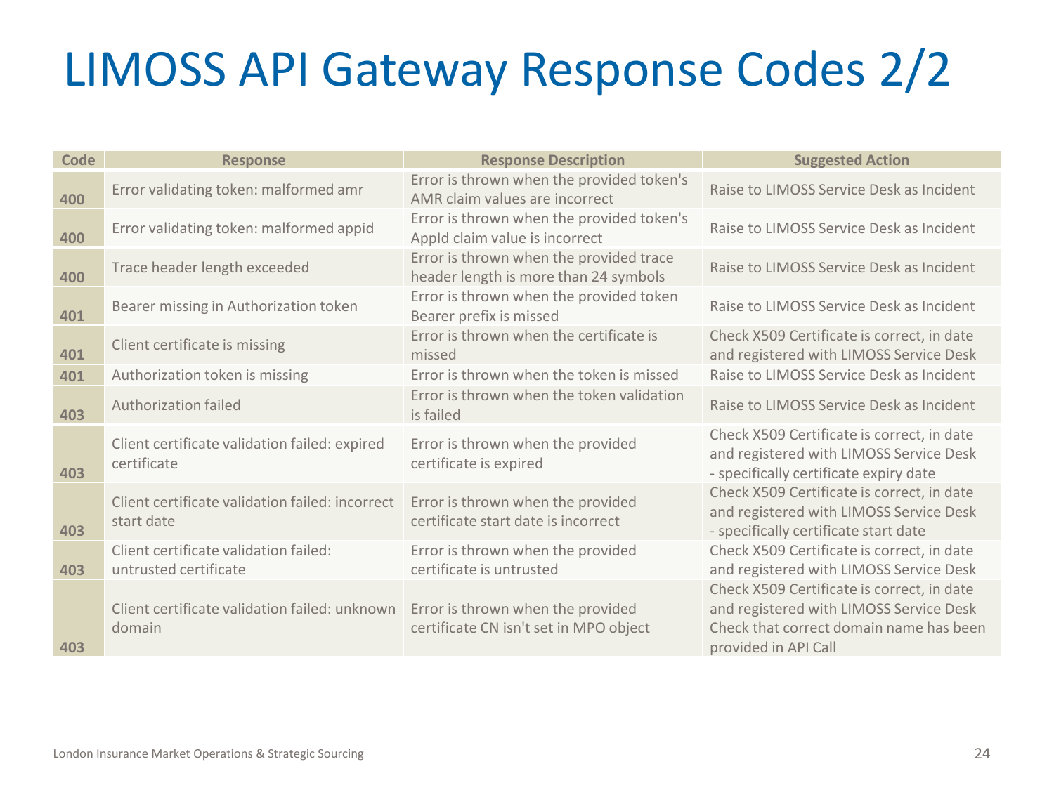# LIMOSS API Gateway Response Codes 2/2

| Code | Response | Response Description | Suggested Action |
|---|---|---|---|
| 400 | Error validating token: malformed amr | Error is thrown when the provided token's AMR claim values are incorrect | Raise to LIMOSS Service Desk as Incident |
| 400 | Error validating token: malformed appid | Error is thrown when the provided token's AppId claim value is incorrect | Raise to LIMOSS Service Desk as Incident |
| 400 | Trace header length exceeded | Error is thrown when the provided trace header length is more than 24 symbols | Raise to LIMOSS Service Desk as Incident |
| 401 | Bearer missing in Authorization token | Error is thrown when the provided token Bearer prefix is missed | Raise to LIMOSS Service Desk as Incident |
| 401 | Client certificate is missing | Error is thrown when the certificate is missed | Check X509 Certificate is correct, in date and registered with LIMOSS Service Desk |
| 401 | Authorization token is missing | Error is thrown when the token is missed | Raise to LIMOSS Service Desk as Incident |
| 403 | Authorization failed | Error is thrown when the token validation is failed | Raise to LIMOSS Service Desk as Incident |
| 403 | Client certificate validation failed: expired certificate | Error is thrown when the provided certificate is expired | Check X509 Certificate is correct, in date and registered with LIMOSS Service Desk - specifically certificate expiry date |
| 403 | Client certificate validation failed: incorrect start date | Error is thrown when the provided certificate start date is incorrect | Check X509 Certificate is correct, in date and registered with LIMOSS Service Desk - specifically certificate start date |
| 403 | Client certificate validation failed: untrusted certificate | Error is thrown when the provided certificate is untrusted | Check X509 Certificate is correct, in date and registered with LIMOSS Service Desk |
| 403 | Client certificate validation failed: unknown domain | Error is thrown when the provided certificate CN isn't set in MPO object | Check X509 Certificate is correct, in date and registered with LIMOSS Service Desk Check that correct domain name has been provided in API Call |

London Insurance Market Operations & Strategic Sourcing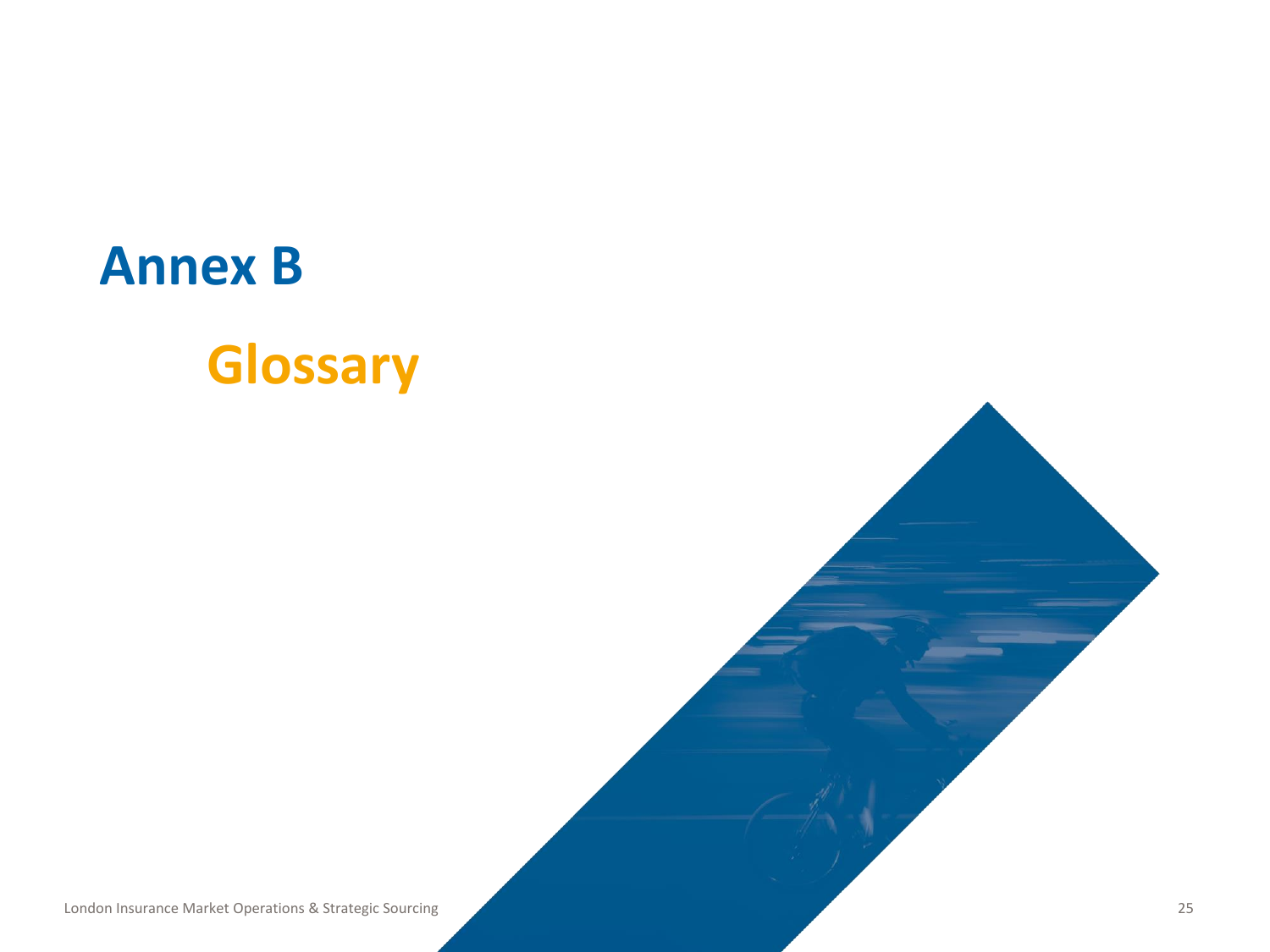# Annex B

## Glossary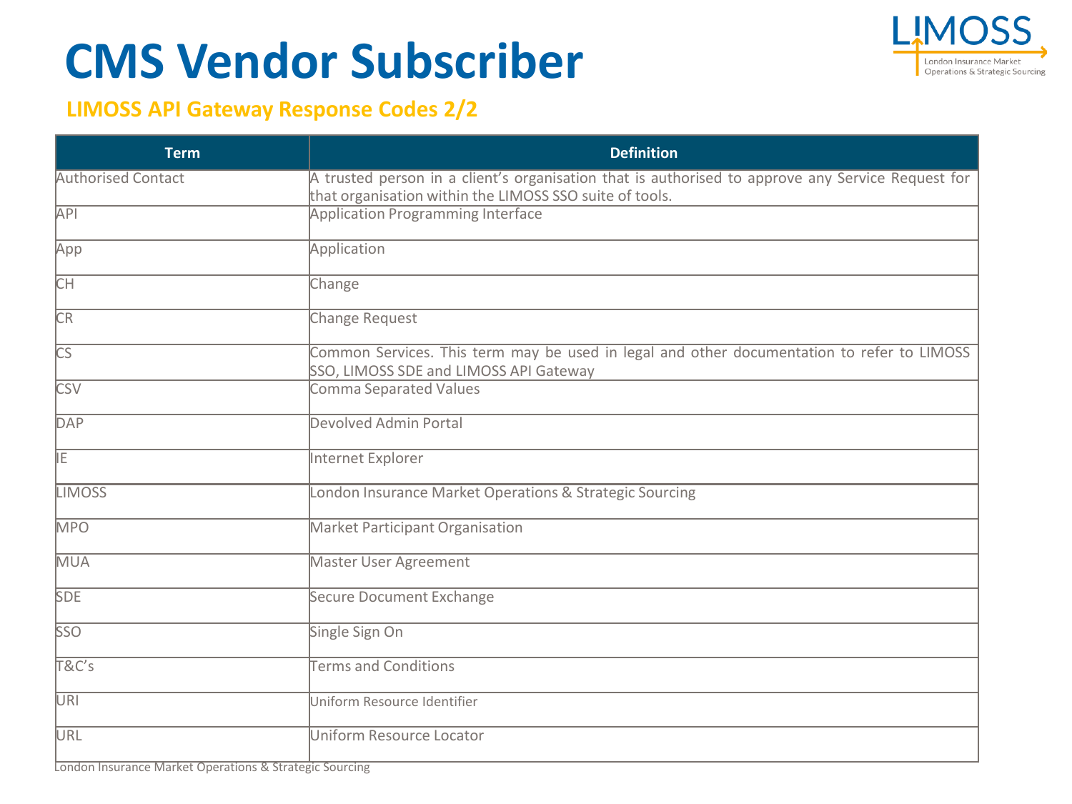# CMS Vendor Subscriber

## LIMOSS API Gateway Response Codes 2/2

| Term | Definition |
| --- | --- |
| Authorised Contact | A trusted person in a client's organisation that is authorised to approve any Service Request for that organisation within the LIMOSS SSO suite of tools. |
| API | Application Programming Interface |
| App | Application |
| CH | Change |
| CR | Change Request |
| CS | Common Services. This term may be used in legal and other documentation to refer to LIMOSS SSO, LIMOSS SDE and LIMOSS API Gateway |
| CSV | Comma Separated Values |
| DAP | Devolved Admin Portal |
| IE | Internet Explorer |
| LIMOSS | London Insurance Market Operations & Strategic Sourcing |
| MPO | Market Participant Organisation |
| MUA | Master User Agreement |
| SDE | Secure Document Exchange |
| SSO | Single Sign On |
| T&C's | Terms and Conditions |
| URI | Uniform Resource Identifier |
| URL | Uniform Resource Locator |